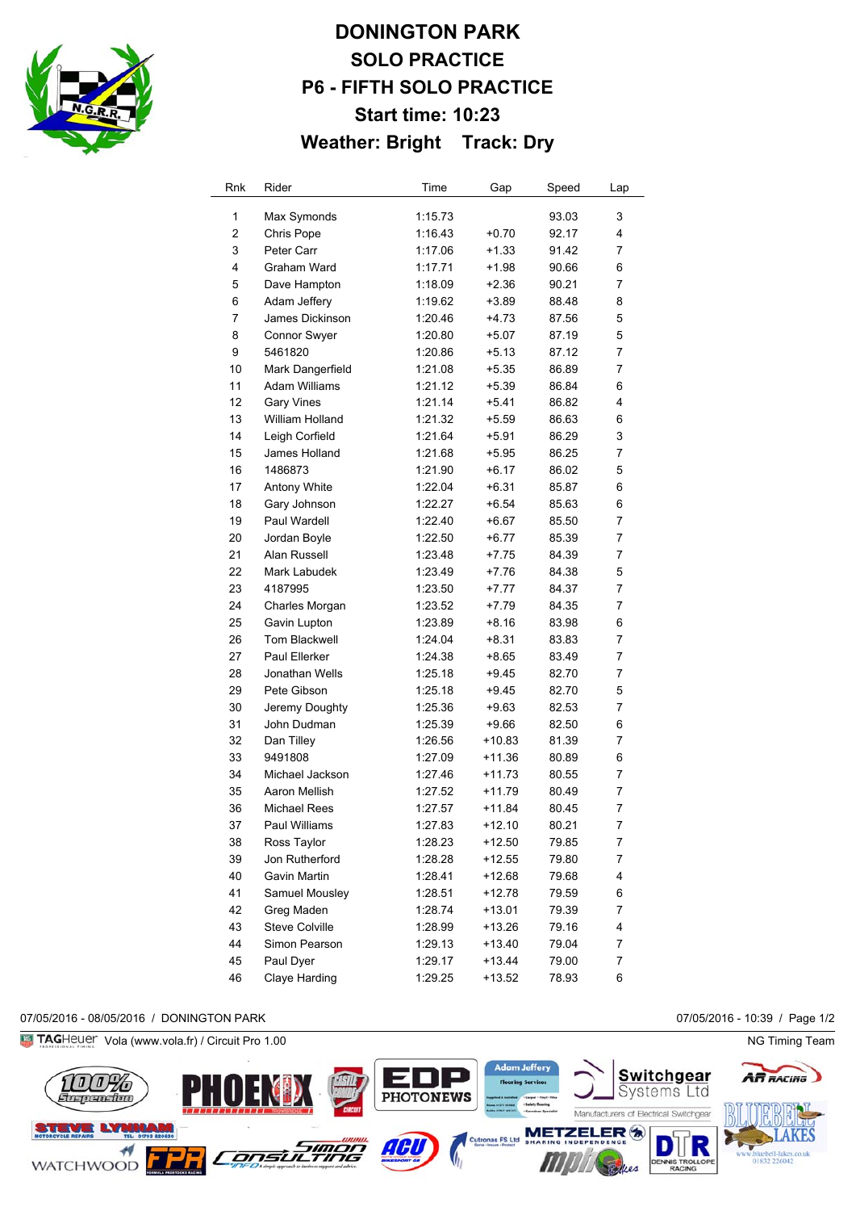# DONINGTON PARK

## SOLO PRACTICE

## P6 - FIFTH SOLO PRACTICE

## Start time: 10:23

## Weather: Bright Track: Dry

| Rnk | Rider | Time | Gap | Speed | Lap |
|---|---|---|---|---|---|
| 1 | Max Symonds | 1:15.73 | | 93.03 | 3 |
| 2 | Chris Pope | 1:16.43 | +0.70 | 92.17 | 4 |
| 3 | Peter Carr | 1:17.06 | +1.33 | 91.42 | 7 |
| 4 | Graham Ward | 1:17.71 | +1.98 | 90.66 | 6 |
| 5 | Dave Hampton | 1:18.09 | +2.36 | 90.21 | 7 |
| 6 | Adam Jeffery | 1:19.62 | +3.89 | 88.48 | 8 |
| 7 | James Dickinson | 1:20.46 | +4.73 | 87.56 | 5 |
| 8 | Connor Swyer | 1:20.80 | +5.07 | 87.19 | 5 |
| 9 | 5461820 | 1:20.86 | +5.13 | 87.12 | 7 |
| 10 | Mark Dangerfield | 1:21.08 | +5.35 | 86.89 | 7 |
| 11 | Adam Williams | 1:21.12 | +5.39 | 86.84 | 6 |
| 12 | Gary Vines | 1:21.14 | +5.41 | 86.82 | 4 |
| 13 | William Holland | 1:21.32 | +5.59 | 86.63 | 6 |
| 14 | Leigh Corfield | 1:21.64 | +5.91 | 86.29 | 3 |
| 15 | James Holland | 1:21.68 | +5.95 | 86.25 | 7 |
| 16 | 1486873 | 1:21.90 | +6.17 | 86.02 | 5 |
| 17 | Antony White | 1:22.04 | +6.31 | 85.87 | 6 |
| 18 | Gary Johnson | 1:22.27 | +6.54 | 85.63 | 6 |
| 19 | Paul Wardell | 1:22.40 | +6.67 | 85.50 | 7 |
| 20 | Jordan Boyle | 1:22.50 | +6.77 | 85.39 | 7 |
| 21 | Alan Russell | 1:23.48 | +7.75 | 84.39 | 7 |
| 22 | Mark Labudek | 1:23.49 | +7.76 | 84.38 | 5 |
| 23 | 4187995 | 1:23.50 | +7.77 | 84.37 | 7 |
| 24 | Charles Morgan | 1:23.52 | +7.79 | 84.35 | 7 |
| 25 | Gavin Lupton | 1:23.89 | +8.16 | 83.98 | 6 |
| 26 | Tom Blackwell | 1:24.04 | +8.31 | 83.83 | 7 |
| 27 | Paul Ellerker | 1:24.38 | +8.65 | 83.49 | 7 |
| 28 | Jonathan Wells | 1:25.18 | +9.45 | 82.70 | 7 |
| 29 | Pete Gibson | 1:25.18 | +9.45 | 82.70 | 5 |
| 30 | Jeremy Doughty | 1:25.36 | +9.63 | 82.53 | 7 |
| 31 | John Dudman | 1:25.39 | +9.66 | 82.50 | 6 |
| 32 | Dan Tilley | 1:26.56 | +10.83 | 81.39 | 7 |
| 33 | 9491808 | 1:27.09 | +11.36 | 80.89 | 6 |
| 34 | Michael Jackson | 1:27.46 | +11.73 | 80.55 | 7 |
| 35 | Aaron Mellish | 1:27.52 | +11.79 | 80.49 | 7 |
| 36 | Michael Rees | 1:27.57 | +11.84 | 80.45 | 7 |
| 37 | Paul Williams | 1:27.83 | +12.10 | 80.21 | 7 |
| 38 | Ross Taylor | 1:28.23 | +12.50 | 79.85 | 7 |
| 39 | Jon Rutherford | 1:28.28 | +12.55 | 79.80 | 7 |
| 40 | Gavin Martin | 1:28.41 | +12.68 | 79.68 | 4 |
| 41 | Samuel Mousley | 1:28.51 | +12.78 | 79.59 | 6 |
| 42 | Greg Maden | 1:28.74 | +13.01 | 79.39 | 7 |
| 43 | Steve Colville | 1:28.99 | +13.26 | 79.16 | 4 |
| 44 | Simon Pearson | 1:29.13 | +13.40 | 79.04 | 7 |
| 45 | Paul Dyer | 1:29.17 | +13.44 | 79.00 | 7 |
| 46 | Claye Harding | 1:29.25 | +13.52 | 78.93 | 6 |

07/05/2016 - 08/05/2016 / DONINGTON PARK

07/05/2016 - 10:39

TAGHeuer Vola (www.vola.fr) / Circuit Pro 1.00

NG Timing Team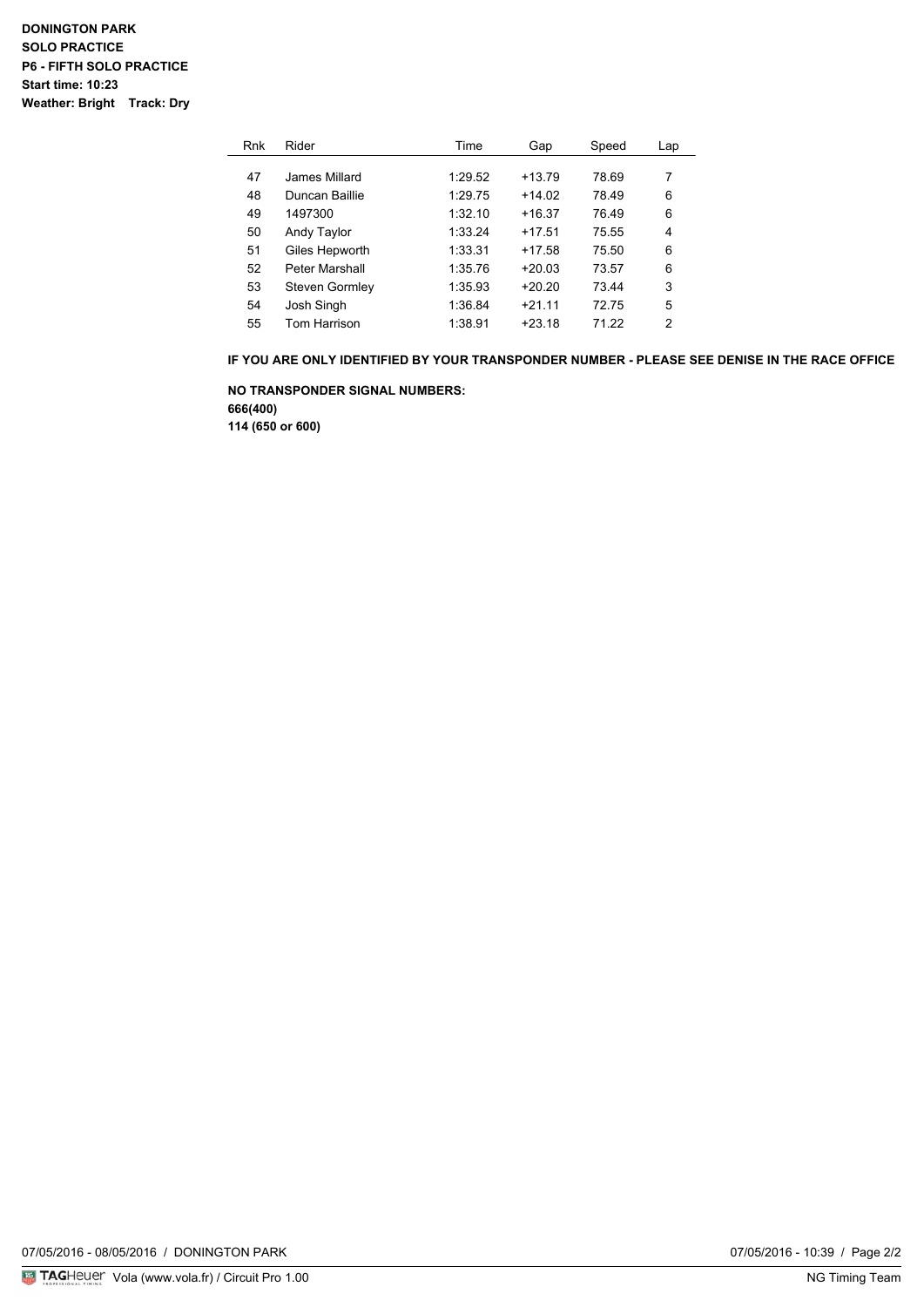**DONINGTON PARK**
**SOLO PRACTICE**
**P6 - FIFTH SOLO PRACTICE**
**Start time: 10:23**
**Weather: Bright Track: Dry**

| Rnk | Rider | Time | Gap | Speed | Lap |
|---|---|---|---|---|---|
| 47 | James Millard | 1:29.52 | +13.79 | 78.69 | 7 |
| 48 | Duncan Baillie | 1:29.75 | +14.02 | 78.49 | 6 |
| 49 | 1497300 | 1:32.10 | +16.37 | 76.49 | 6 |
| 50 | Andy Taylor | 1:33.24 | +17.51 | 75.55 | 4 |
| 51 | Giles Hepworth | 1:33.31 | +17.58 | 75.50 | 6 |
| 52 | Peter Marshall | 1:35.76 | +20.03 | 73.57 | 6 |
| 53 | Steven Gormley | 1:35.93 | +20.20 | 73.44 | 3 |
| 54 | Josh Singh | 1:36.84 | +21.11 | 72.75 | 5 |
| 55 | Tom Harrison | 1:38.91 | +23.18 | 71.22 | 2 |

**IF YOU ARE ONLY IDENTIFIED BY YOUR TRANSPONDER NUMBER - PLEASE SEE DENISE IN THE RACE OFFICE**

**NO TRANSPONDER SIGNAL NUMBERS:**
**666(400)**
**114 (650 or 600)**

07/05/2016 - 08/05/2016 / DONINGTON PARK 07/05/2016 - 10:39

Vola (www.vola.fr) / Circuit Pro 1.00 NG Timing Team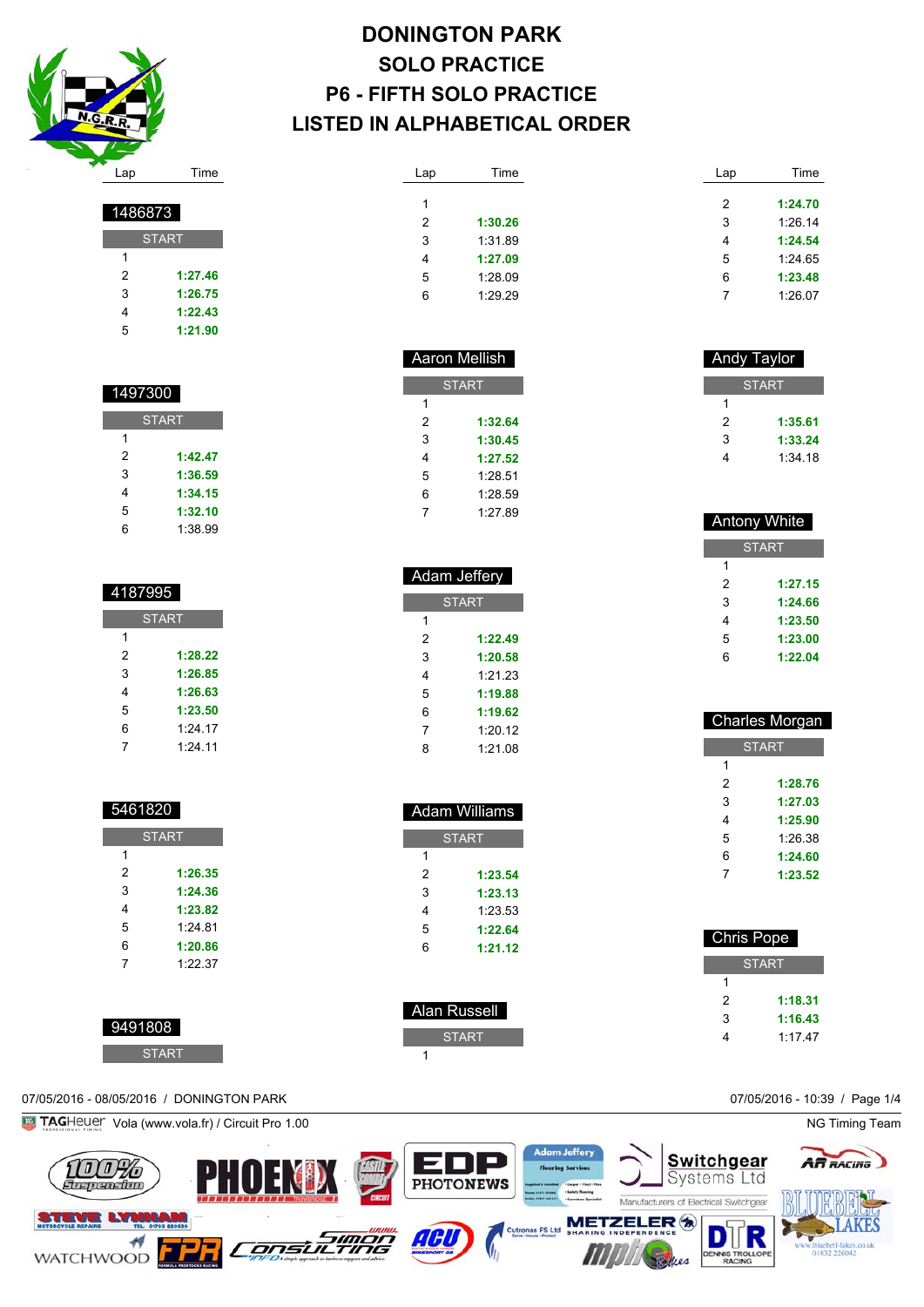# DONINGTON PARK
## SOLO PRACTICE
## P6 - FIFTH SOLO PRACTICE
## LISTED IN ALPHABETICAL ORDER

### 1486873

| Lap | Time |
|---|---|
| START | |
| 1 | |
| 2 | **1:27.46** |
| 3 | **1:26.75** |
| 4 | **1:22.43** |
| 5 | **1:21.90** |

### 1497300

| Lap | Time |
|---|---|
| START | |
| 1 | |
| 2 | **1:42.47** |
| 3 | **1:36.59** |
| 4 | **1:34.15** |
| 5 | **1:32.10** |
| 6 | 1:38.99 |

### 4187995

| Lap | Time |
|---|---|
| START | |
| 1 | |
| 2 | **1:28.22** |
| 3 | **1:26.85** |
| 4 | **1:26.63** |
| 5 | **1:23.50** |
| 6 | 1:24.17 |
| 7 | 1:24.11 |

### 5461820

| Lap | Time |
|---|---|
| START | |
| 1 | |
| 2 | **1:26.35** |
| 3 | **1:24.36** |
| 4 | **1:23.82** |
| 5 | 1:24.81 |
| 6 | **1:20.86** |
| 7 | 1:22.37 |

### 9491808

| Lap | Time |
|---|---|
| START | |
| 1 | |
| 2 | **1:30.26** |
| 3 | 1:31.89 |
| 4 | **1:27.09** |
| 5 | 1:28.09 |
| 6 | 1:29.29 |

### Aaron Mellish

| Lap | Time |
|---|---|
| START | |
| 1 | |
| 2 | **1:32.64** |
| 3 | **1:30.45** |
| 4 | **1:27.52** |
| 5 | 1:28.51 |
| 6 | 1:28.59 |
| 7 | 1:27.89 |

### Adam Jeffery

| Lap | Time |
|---|---|
| START | |
| 1 | |
| 2 | **1:22.49** |
| 3 | **1:20.58** |
| 4 | 1:21.23 |
| 5 | **1:19.88** |
| 6 | **1:19.62** |
| 7 | 1:20.12 |
| 8 | 1:21.08 |

### Adam Williams

| Lap | Time |
|---|---|
| START | |
| 1 | |
| 2 | **1:23.54** |
| 3 | **1:23.13** |
| 4 | 1:23.53 |
| 5 | **1:22.64** |
| 6 | **1:21.12** |

### Alan Russell

| Lap | Time |
|---|---|
| START | |
| 1 | |
| 2 | **1:24.70** |
| 3 | 1:26.14 |
| 4 | **1:24.54** |
| 5 | 1:24.65 |
| 6 | **1:23.48** |
| 7 | 1:26.07 |

### Andy Taylor

| Lap | Time |
|---|---|
| START | |
| 1 | |
| 2 | **1:35.61** |
| 3 | **1:33.24** |
| 4 | 1:34.18 |

### Antony White

| Lap | Time |
|---|---|
| START | |
| 1 | |
| 2 | **1:27.15** |
| 3 | **1:24.66** |
| 4 | **1:23.50** |
| 5 | **1:23.00** |
| 6 | **1:22.04** |

### Charles Morgan

| Lap | Time |
|---|---|
| START | |
| 1 | |
| 2 | **1:28.76** |
| 3 | **1:27.03** |
| 4 | **1:25.90** |
| 5 | 1:26.38 |
| 6 | **1:24.60** |
| 7 | **1:23.52** |

### Chris Pope

| Lap | Time |
|---|---|
| START | |
| 1 | |
| 2 | **1:18.31** |
| 3 | **1:16.43** |
| 4 | 1:17.47 |

07/05/2016 - 08/05/2016 / DONINGTON PARK

07/05/2016 - 10:39

TAGHeuer Vola (www.vola.fr) / Circuit Pro 1.00

NG Timing Team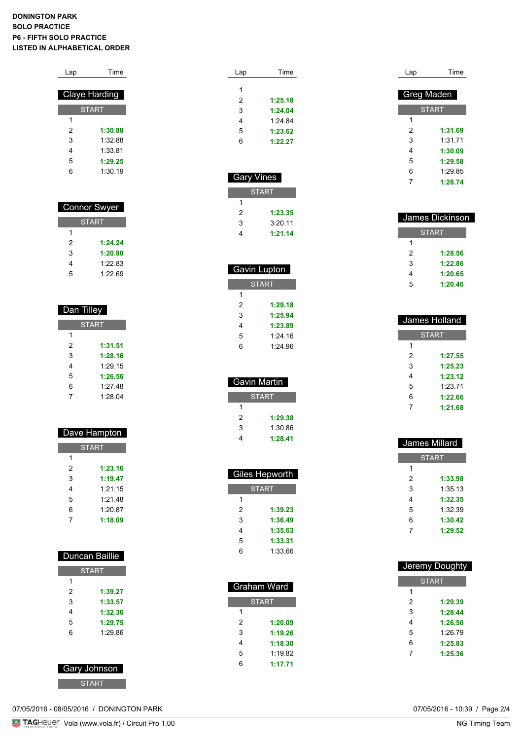**DONINGTON PARK**
**SOLO PRACTICE**
**P6 - FIFTH SOLO PRACTICE**
**LISTED IN ALPHABETICAL ORDER**

### Claye Harding

| Lap | Time |
|---|---|
| START | |
| 1 | |
| 2 | **1:30.88** |
| 3 | 1:32.88 |
| 4 | 1:33.81 |
| 5 | **1:29.25** |
| 6 | 1:30.19 |

### Connor Swyer

| Lap | Time |
|---|---|
| START | |
| 1 | |
| 2 | **1:24.24** |
| 3 | **1:20.80** |
| 4 | 1:22.83 |
| 5 | 1:22.69 |

### Dan Tilley

| Lap | Time |
|---|---|
| START | |
| 1 | |
| 2 | **1:31.51** |
| 3 | **1:28.16** |
| 4 | 1:29.15 |
| 5 | **1:26.56** |
| 6 | 1:27.48 |
| 7 | 1:28.04 |

### Dave Hampton

| Lap | Time |
|---|---|
| START | |
| 1 | |
| 2 | **1:23.16** |
| 3 | **1:19.47** |
| 4 | 1:21.15 |
| 5 | 1:21.48 |
| 6 | 1:20.87 |
| 7 | **1:18.09** |

### Duncan Baillie

| Lap | Time |
|---|---|
| START | |
| 1 | |
| 2 | **1:39.27** |
| 3 | **1:33.57** |
| 4 | **1:32.36** |
| 5 | **1:29.75** |
| 6 | 1:29.86 |

### Gary Johnson

| Lap | Time |
|---|---|
| START | |
| 1 | |
| 2 | **1:25.18** |
| 3 | **1:24.04** |
| 4 | 1:24.84 |
| 5 | **1:23.62** |
| 6 | **1:22.27** |

### Gary Vines

| Lap | Time |
|---|---|
| START | |
| 1 | |
| 2 | **1:23.35** |
| 3 | 3:20.11 |
| 4 | **1:21.14** |

### Gavin Lupton

| Lap | Time |
|---|---|
| START | |
| 1 | |
| 2 | **1:29.18** |
| 3 | **1:25.94** |
| 4 | **1:23.89** |
| 5 | 1:24.16 |
| 6 | 1:24.96 |

### Gavin Martin

| Lap | Time |
|---|---|
| START | |
| 1 | |
| 2 | **1:29.38** |
| 3 | 1:30.86 |
| 4 | **1:28.41** |

### Giles Hepworth

| Lap | Time |
|---|---|
| START | |
| 1 | |
| 2 | **1:39.23** |
| 3 | **1:36.49** |
| 4 | **1:35.63** |
| 5 | **1:33.31** |
| 6 | 1:33.66 |

### Graham Ward

| Lap | Time |
|---|---|
| START | |
| 1 | |
| 2 | **1:20.09** |
| 3 | **1:19.26** |
| 4 | **1:18.30** |
| 5 | 1:19.82 |
| 6 | **1:17.71** |

### Greg Maden

| Lap | Time |
|---|---|
| START | |
| 1 | |
| 2 | **1:31.69** |
| 3 | 1:31.71 |
| 4 | **1:30.09** |
| 5 | **1:29.58** |
| 6 | 1:29.85 |
| 7 | **1:28.74** |

### James Dickinson

| Lap | Time |
|---|---|
| START | |
| 1 | |
| 2 | **1:28.56** |
| 3 | **1:22.86** |
| 4 | **1:20.65** |
| 5 | **1:20.46** |

### James Holland

| Lap | Time |
|---|---|
| START | |
| 1 | |
| 2 | **1:27.55** |
| 3 | **1:25.23** |
| 4 | **1:23.12** |
| 5 | 1:23.71 |
| 6 | **1:22.66** |
| 7 | **1:21.68** |

### James Millard

| Lap | Time |
|---|---|
| START | |
| 1 | |
| 2 | **1:33.98** |
| 3 | 1:35.13 |
| 4 | **1:32.35** |
| 5 | 1:32.39 |
| 6 | **1:30.42** |
| 7 | **1:29.52** |

### Jeremy Doughty

| Lap | Time |
|---|---|
| START | |
| 1 | |
| 2 | **1:29.39** |
| 3 | **1:28.44** |
| 4 | **1:26.50** |
| 5 | 1:26.79 |
| 6 | **1:25.83** |
| 7 | **1:25.36** |

07/05/2016 - 08/05/2016 / DONINGTON PARK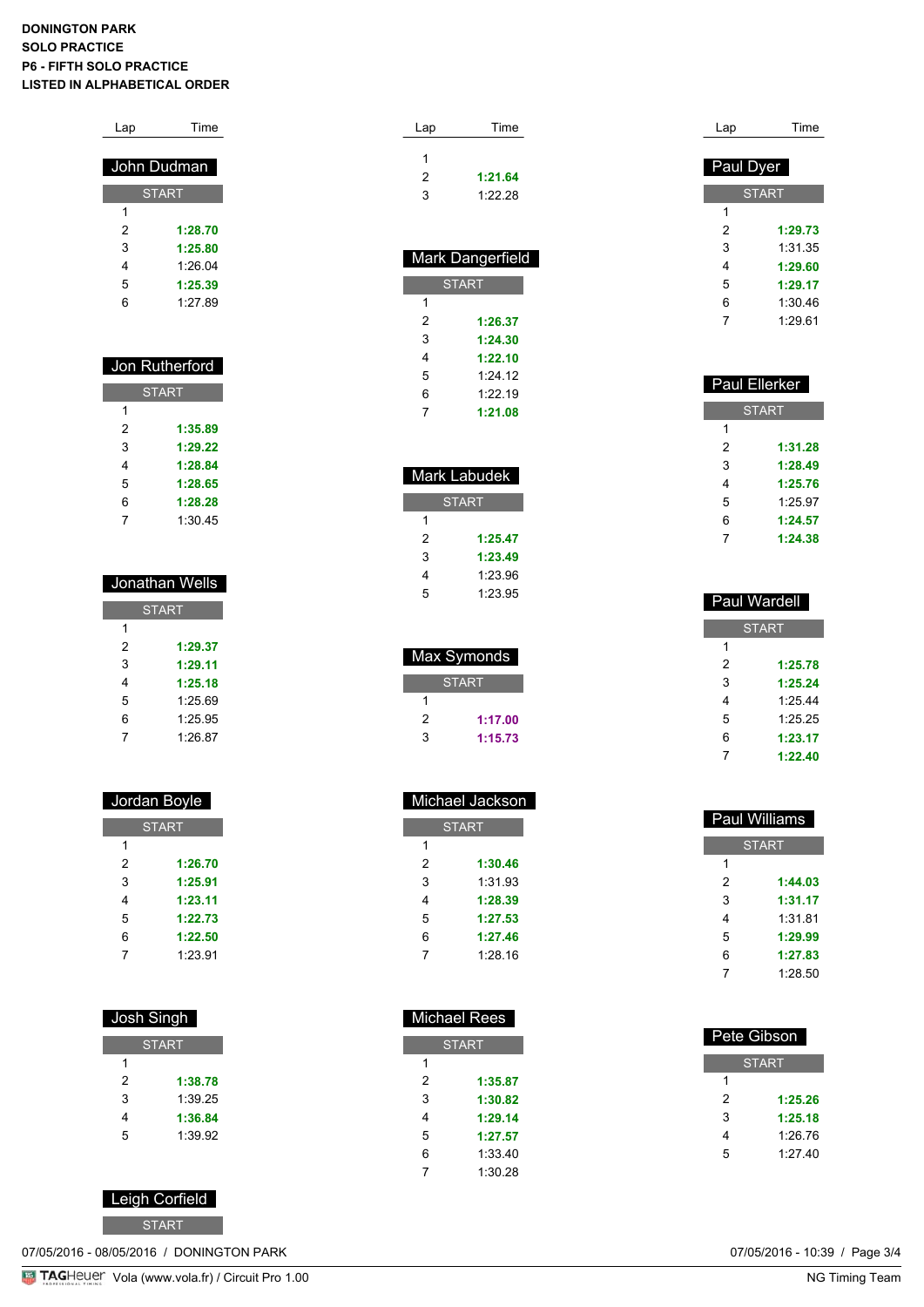**DONINGTON PARK**
**SOLO PRACTICE**
**P6 - FIFTH SOLO PRACTICE**
**LISTED IN ALPHABETICAL ORDER**

### John Dudman

| Lap | Time |
|---|---|
| START | |
| 1 | |
| 2 | **1:28.70** |
| 3 | **1:25.80** |
| 4 | 1:26.04 |
| 5 | **1:25.39** |
| 6 | 1:27.89 |

### Jon Rutherford

| Lap | Time |
|---|---|
| START | |
| 1 | |
| 2 | **1:35.89** |
| 3 | **1:29.22** |
| 4 | **1:28.84** |
| 5 | **1:28.65** |
| 6 | **1:28.28** |
| 7 | 1:30.45 |

### Jonathan Wells

| Lap | Time |
|---|---|
| START | |
| 1 | |
| 2 | **1:29.37** |
| 3 | **1:29.11** |
| 4 | **1:25.18** |
| 5 | 1:25.69 |
| 6 | 1:25.95 |
| 7 | 1:26.87 |

### Jordan Boyle

| Lap | Time |
|---|---|
| START | |
| 1 | |
| 2 | **1:26.70** |
| 3 | **1:25.91** |
| 4 | **1:23.11** |
| 5 | **1:22.73** |
| 6 | **1:22.50** |
| 7 | 1:23.91 |

### Josh Singh

| Lap | Time |
|---|---|
| START | |
| 1 | |
| 2 | **1:38.78** |
| 3 | 1:39.25 |
| 4 | **1:36.84** |
| 5 | 1:39.92 |

### Leigh Corfield

| Lap | Time |
|---|---|
| START | |
| 1 | |
| 2 | **1:21.64** |
| 3 | 1:22.28 |

### Mark Dangerfield

| Lap | Time |
|---|---|
| START | |
| 1 | |
| 2 | **1:26.37** |
| 3 | **1:24.30** |
| 4 | **1:22.10** |
| 5 | 1:24.12 |
| 6 | 1:22.19 |
| 7 | **1:21.08** |

### Mark Labudek

| Lap | Time |
|---|---|
| START | |
| 1 | |
| 2 | **1:25.47** |
| 3 | **1:23.49** |
| 4 | 1:23.96 |
| 5 | 1:23.95 |

### Max Symonds

| Lap | Time |
|---|---|
| START | |
| 1 | |
| 2 | **1:17.00** |
| 3 | **1:15.73** |

### Michael Jackson

| Lap | Time |
|---|---|
| START | |
| 1 | |
| 2 | **1:30.46** |
| 3 | 1:31.93 |
| 4 | **1:28.39** |
| 5 | **1:27.53** |
| 6 | **1:27.46** |
| 7 | 1:28.16 |

### Michael Rees

| Lap | Time |
|---|---|
| START | |
| 1 | |
| 2 | **1:35.87** |
| 3 | **1:30.82** |
| 4 | **1:29.14** |
| 5 | **1:27.57** |
| 6 | 1:33.40 |
| 7 | 1:30.28 |

### Paul Dyer

| Lap | Time |
|---|---|
| START | |
| 1 | |
| 2 | **1:29.73** |
| 3 | 1:31.35 |
| 4 | **1:29.60** |
| 5 | **1:29.17** |
| 6 | 1:30.46 |
| 7 | 1:29.61 |

### Paul Ellerker

| Lap | Time |
|---|---|
| START | |
| 1 | |
| 2 | **1:31.28** |
| 3 | **1:28.49** |
| 4 | **1:25.76** |
| 5 | 1:25.97 |
| 6 | **1:24.57** |
| 7 | **1:24.38** |

### Paul Wardell

| Lap | Time |
|---|---|
| START | |
| 1 | |
| 2 | **1:25.78** |
| 3 | **1:25.24** |
| 4 | 1:25.44 |
| 5 | 1:25.25 |
| 6 | **1:23.17** |
| 7 | **1:22.40** |

### Paul Williams

| Lap | Time |
|---|---|
| START | |
| 1 | |
| 2 | **1:44.03** |
| 3 | **1:31.17** |
| 4 | 1:31.81 |
| 5 | **1:29.99** |
| 6 | **1:27.83** |
| 7 | 1:28.50 |

### Pete Gibson

| Lap | Time |
|---|---|
| START | |
| 1 | |
| 2 | **1:25.26** |
| 3 | **1:25.18** |
| 4 | 1:26.76 |
| 5 | 1:27.40 |

07/05/2016 - 08/05/2016 / DONINGTON PARK

07/05/2016 - 10:39

TAGHeuer Vola (www.vola.fr) / Circuit Pro 1.00

NG Timing Team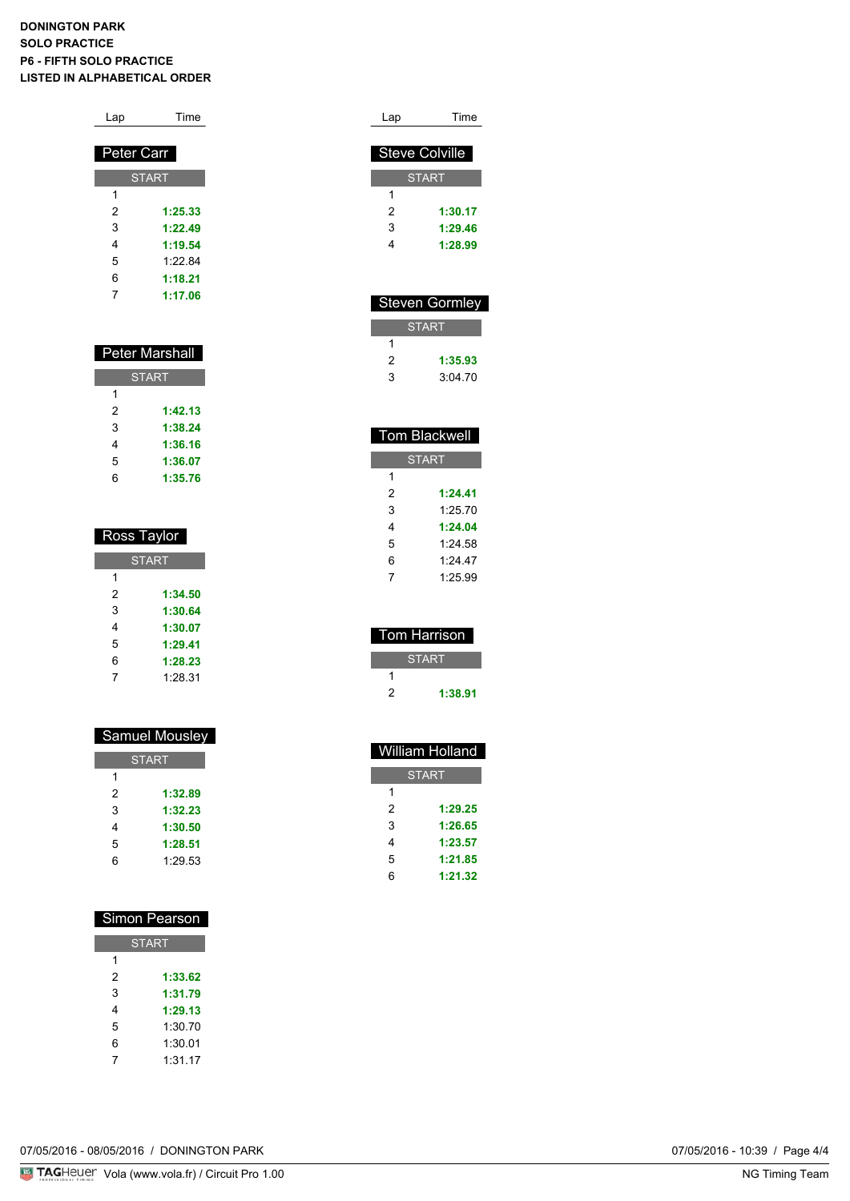**DONINGTON PARK**
**SOLO PRACTICE**
**P6 - FIFTH SOLO PRACTICE**
**LISTED IN ALPHABETICAL ORDER**

### Peter Carr

| Lap | Time |
|---|---|
| START | |
| 1 | |
| 2 | **1:25.33** |
| 3 | **1:22.49** |
| 4 | **1:19.54** |
| 5 | 1:22.84 |
| 6 | **1:18.21** |
| 7 | **1:17.06** |

### Peter Marshall

| Lap | Time |
|---|---|
| START | |
| 1 | |
| 2 | **1:42.13** |
| 3 | **1:38.24** |
| 4 | **1:36.16** |
| 5 | **1:36.07** |
| 6 | **1:35.76** |

### Ross Taylor

| Lap | Time |
|---|---|
| START | |
| 1 | |
| 2 | **1:34.50** |
| 3 | **1:30.64** |
| 4 | **1:30.07** |
| 5 | **1:29.41** |
| 6 | **1:28.23** |
| 7 | 1:28.31 |

### Samuel Mousley

| Lap | Time |
|---|---|
| START | |
| 1 | |
| 2 | **1:32.89** |
| 3 | **1:32.23** |
| 4 | **1:30.50** |
| 5 | **1:28.51** |
| 6 | 1:29.53 |

### Simon Pearson

| Lap | Time |
|---|---|
| START | |
| 1 | |
| 2 | **1:33.62** |
| 3 | **1:31.79** |
| 4 | **1:29.13** |
| 5 | 1:30.70 |
| 6 | 1:30.01 |
| 7 | 1:31.17 |

### Steve Colville

| Lap | Time |
|---|---|
| START | |
| 1 | |
| 2 | **1:30.17** |
| 3 | **1:29.46** |
| 4 | **1:28.99** |

### Steven Gormley

| Lap | Time |
|---|---|
| START | |
| 1 | |
| 2 | **1:35.93** |
| 3 | 3:04.70 |

### Tom Blackwell

| Lap | Time |
|---|---|
| START | |
| 1 | |
| 2 | **1:24.41** |
| 3 | 1:25.70 |
| 4 | **1:24.04** |
| 5 | 1:24.58 |
| 6 | 1:24.47 |
| 7 | 1:25.99 |

### Tom Harrison

| Lap | Time |
|---|---|
| START | |
| 1 | |
| 2 | **1:38.91** |

### William Holland

| Lap | Time |
|---|---|
| START | |
| 1 | |
| 2 | **1:29.25** |
| 3 | **1:26.65** |
| 4 | **1:23.57** |
| 5 | **1:21.85** |
| 6 | **1:21.32** |

07/05/2016 - 08/05/2016 / DONINGTON PARK

07/05/2016 - 10:39

TAGHeuer Vola (www.vola.fr) / Circuit Pro 1.00

NG Timing Team